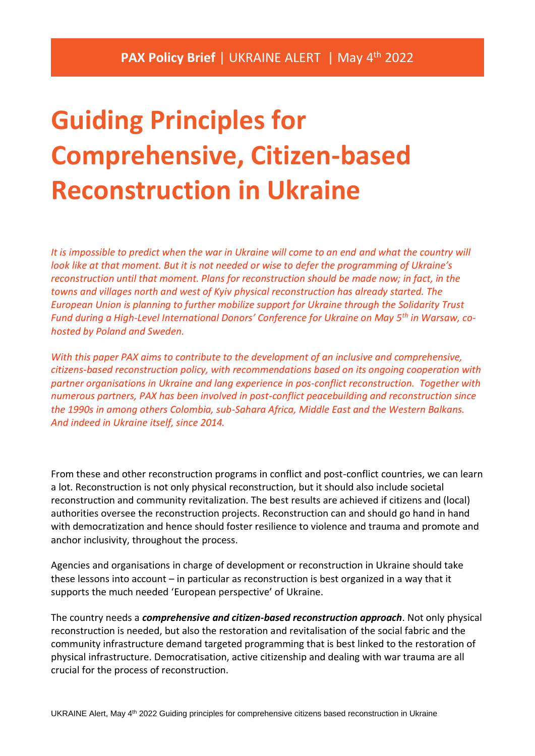**PAX Policy Brief** | UKRAINE ALERT | May 4th 2022

# Guiding Principles for Comprehensive, Citizen-based Reconstruction in Ukraine

*It is impossible to predict when the war in Ukraine will come to an end and what the country will look like at that moment. But it is not needed or wise to defer the programming of Ukraine's reconstruction until that moment. Plans for reconstruction should be made now; in fact, in the towns and villages north and west of Kyiv physical reconstruction has already started. The European Union is planning to further mobilize support for Ukraine through the Solidarity Trust Fund during a High-Level International Donors' Conference for Ukraine on May 5th in Warsaw, co-hosted by Poland and Sweden.*

*With this paper PAX aims to contribute to the development of an inclusive and comprehensive, citizens-based reconstruction policy, with recommendations based on its ongoing cooperation with partner organisations in Ukraine and lang experience in pos-conflict reconstruction. Together with numerous partners, PAX has been involved in post-conflict peacebuilding and reconstruction since the 1990s in among others Colombia, sub-Sahara Africa, Middle East and the Western Balkans. And indeed in Ukraine itself, since 2014.*

From these and other reconstruction programs in conflict and post-conflict countries, we can learn a lot. Reconstruction is not only physical reconstruction, but it should also include societal reconstruction and community revitalization. The best results are achieved if citizens and (local) authorities oversee the reconstruction projects. Reconstruction can and should go hand in hand with democratization and hence should foster resilience to violence and trauma and promote and anchor inclusivity, throughout the process.

Agencies and organisations in charge of development or reconstruction in Ukraine should take these lessons into account – in particular as reconstruction is best organized in a way that it supports the much needed 'European perspective' of Ukraine.

The country needs a ***comprehensive and citizen-based reconstruction approach***. Not only physical reconstruction is needed, but also the restoration and revitalisation of the social fabric and the community infrastructure demand targeted programming that is best linked to the restoration of physical infrastructure. Democratisation, active citizenship and dealing with war trauma are all crucial for the process of reconstruction.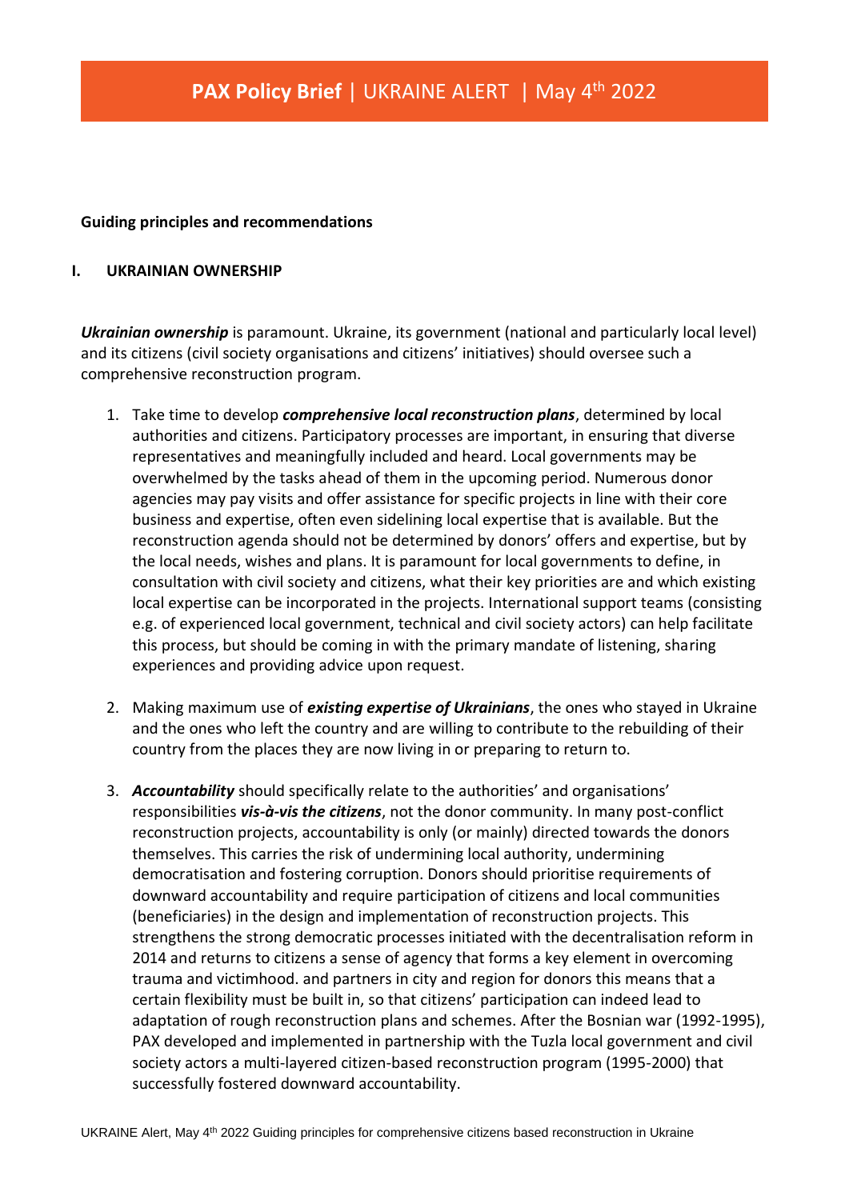**Guiding principles and recommendations**

## I. UKRAINIAN OWNERSHIP

***Ukrainian ownership*** is paramount. Ukraine, its government (national and particularly local level) and its citizens (civil society organisations and citizens' initiatives) should oversee such a comprehensive reconstruction program.

1. Take time to develop ***comprehensive local reconstruction plans***, determined by local authorities and citizens. Participatory processes are important, in ensuring that diverse representatives and meaningfully included and heard. Local governments may be overwhelmed by the tasks ahead of them in the upcoming period. Numerous donor agencies may pay visits and offer assistance for specific projects in line with their core business and expertise, often even sidelining local expertise that is available. But the reconstruction agenda should not be determined by donors' offers and expertise, but by the local needs, wishes and plans. It is paramount for local governments to define, in consultation with civil society and citizens, what their key priorities are and which existing local expertise can be incorporated in the projects. International support teams (consisting e.g. of experienced local government, technical and civil society actors) can help facilitate this process, but should be coming in with the primary mandate of listening, sharing experiences and providing advice upon request.

2. Making maximum use of ***existing expertise of Ukrainians***, the ones who stayed in Ukraine and the ones who left the country and are willing to contribute to the rebuilding of their country from the places they are now living in or preparing to return to.

3. ***Accountability*** should specifically relate to the authorities' and organisations' responsibilities ***vis-à-vis the citizens***, not the donor community. In many post-conflict reconstruction projects, accountability is only (or mainly) directed towards the donors themselves. This carries the risk of undermining local authority, undermining democratisation and fostering corruption. Donors should prioritise requirements of downward accountability and require participation of citizens and local communities (beneficiaries) in the design and implementation of reconstruction projects. This strengthens the strong democratic processes initiated with the decentralisation reform in 2014 and returns to citizens a sense of agency that forms a key element in overcoming trauma and victimhood. and partners in city and region for donors this means that a certain flexibility must be built in, so that citizens' participation can indeed lead to adaptation of rough reconstruction plans and schemes. After the Bosnian war (1992-1995), PAX developed and implemented in partnership with the Tuzla local government and civil society actors a multi-layered citizen-based reconstruction program (1995-2000) that successfully fostered downward accountability.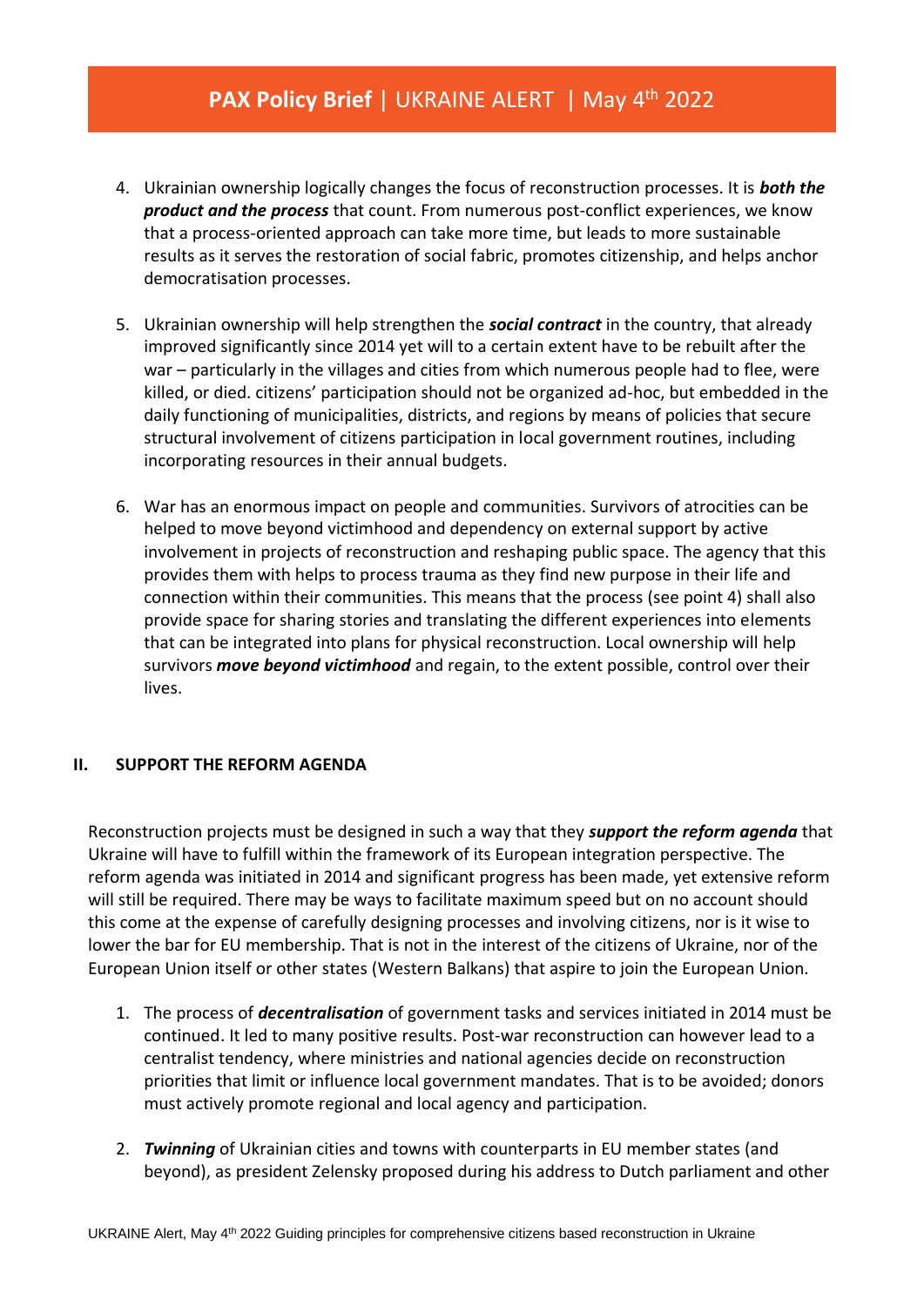4. Ukrainian ownership logically changes the focus of reconstruction processes. It is ***both the product and the process*** that count. From numerous post-conflict experiences, we know that a process-oriented approach can take more time, but leads to more sustainable results as it serves the restoration of social fabric, promotes citizenship, and helps anchor democratisation processes.

5. Ukrainian ownership will help strengthen the ***social contract*** in the country, that already improved significantly since 2014 yet will to a certain extent have to be rebuilt after the war – particularly in the villages and cities from which numerous people had to flee, were killed, or died. citizens' participation should not be organized ad-hoc, but embedded in the daily functioning of municipalities, districts, and regions by means of policies that secure structural involvement of citizens participation in local government routines, including incorporating resources in their annual budgets.

6. War has an enormous impact on people and communities. Survivors of atrocities can be helped to move beyond victimhood and dependency on external support by active involvement in projects of reconstruction and reshaping public space. The agency that this provides them with helps to process trauma as they find new purpose in their life and connection within their communities. This means that the process (see point 4) shall also provide space for sharing stories and translating the different experiences into elements that can be integrated into plans for physical reconstruction. Local ownership will help survivors ***move beyond victimhood*** and regain, to the extent possible, control over their lives.

## II. SUPPORT THE REFORM AGENDA

Reconstruction projects must be designed in such a way that they ***support the reform agenda*** that Ukraine will have to fulfill within the framework of its European integration perspective. The reform agenda was initiated in 2014 and significant progress has been made, yet extensive reform will still be required. There may be ways to facilitate maximum speed but on no account should this come at the expense of carefully designing processes and involving citizens, nor is it wise to lower the bar for EU membership. That is not in the interest of the citizens of Ukraine, nor of the European Union itself or other states (Western Balkans) that aspire to join the European Union.

1. The process of ***decentralisation*** of government tasks and services initiated in 2014 must be continued. It led to many positive results. Post-war reconstruction can however lead to a centralist tendency, where ministries and national agencies decide on reconstruction priorities that limit or influence local government mandates. That is to be avoided; donors must actively promote regional and local agency and participation.

2. ***Twinning*** of Ukrainian cities and towns with counterparts in EU member states (and beyond), as president Zelensky proposed during his address to Dutch parliament and other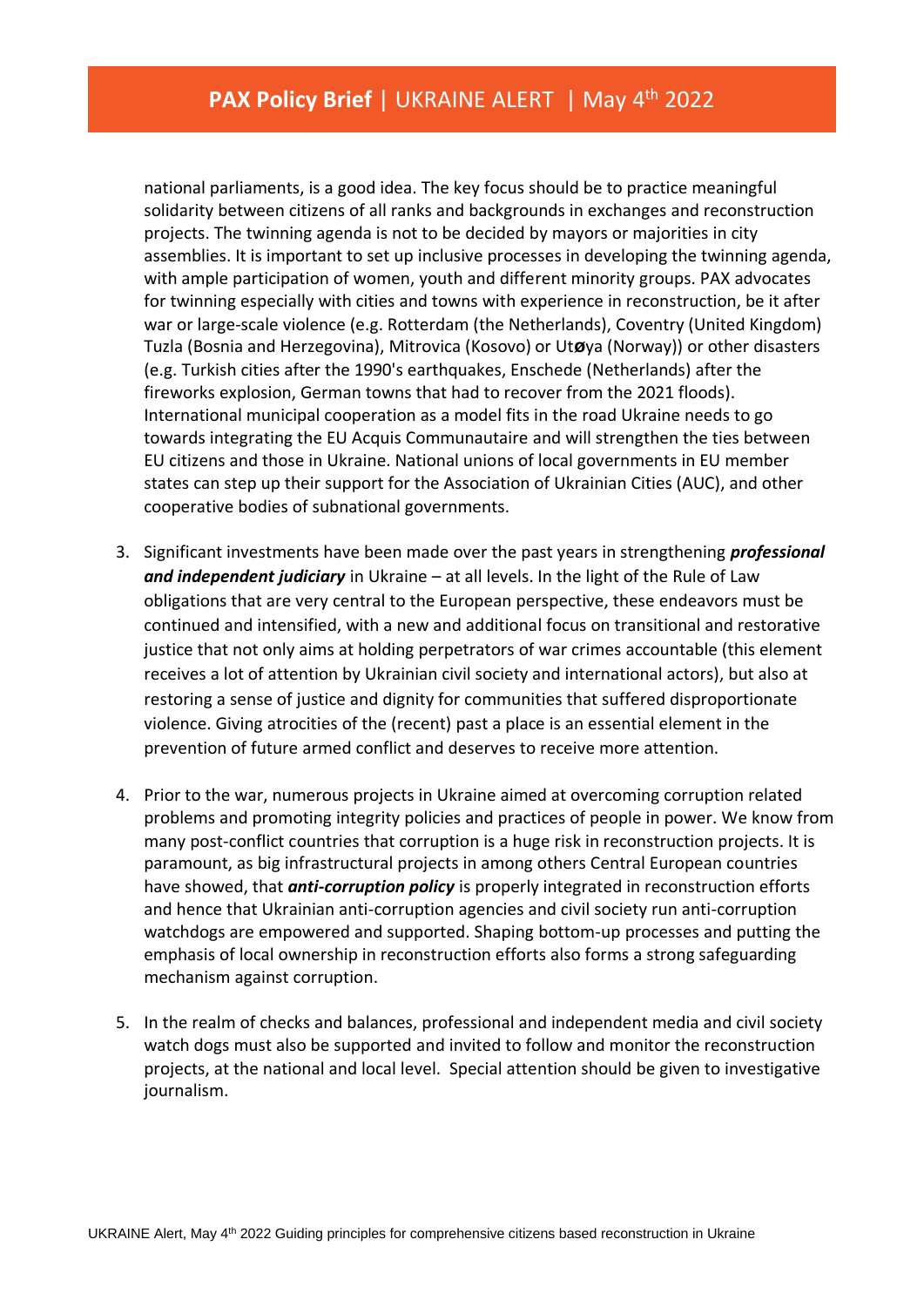national parliaments, is a good idea. The key focus should be to practice meaningful solidarity between citizens of all ranks and backgrounds in exchanges and reconstruction projects. The twinning agenda is not to be decided by mayors or majorities in city assemblies. It is important to set up inclusive processes in developing the twinning agenda, with ample participation of women, youth and different minority groups. PAX advocates for twinning especially with cities and towns with experience in reconstruction, be it after war or large-scale violence (e.g. Rotterdam (the Netherlands), Coventry (United Kingdom) Tuzla (Bosnia and Herzegovina), Mitrovica (Kosovo) or Utøya (Norway)) or other disasters (e.g. Turkish cities after the 1990's earthquakes, Enschede (Netherlands) after the fireworks explosion, German towns that had to recover from the 2021 floods). International municipal cooperation as a model fits in the road Ukraine needs to go towards integrating the EU Acquis Communautaire and will strengthen the ties between EU citizens and those in Ukraine. National unions of local governments in EU member states can step up their support for the Association of Ukrainian Cities (AUC), and other cooperative bodies of subnational governments.

3. Significant investments have been made over the past years in strengthening ***professional and independent judiciary*** in Ukraine – at all levels. In the light of the Rule of Law obligations that are very central to the European perspective, these endeavors must be continued and intensified, with a new and additional focus on transitional and restorative justice that not only aims at holding perpetrators of war crimes accountable (this element receives a lot of attention by Ukrainian civil society and international actors), but also at restoring a sense of justice and dignity for communities that suffered disproportionate violence. Giving atrocities of the (recent) past a place is an essential element in the prevention of future armed conflict and deserves to receive more attention.

4. Prior to the war, numerous projects in Ukraine aimed at overcoming corruption related problems and promoting integrity policies and practices of people in power. We know from many post-conflict countries that corruption is a huge risk in reconstruction projects. It is paramount, as big infrastructural projects in among others Central European countries have showed, that ***anti-corruption policy*** is properly integrated in reconstruction efforts and hence that Ukrainian anti-corruption agencies and civil society run anti-corruption watchdogs are empowered and supported. Shaping bottom-up processes and putting the emphasis of local ownership in reconstruction efforts also forms a strong safeguarding mechanism against corruption.

5. In the realm of checks and balances, professional and independent media and civil society watch dogs must also be supported and invited to follow and monitor the reconstruction projects, at the national and local level. Special attention should be given to investigative journalism.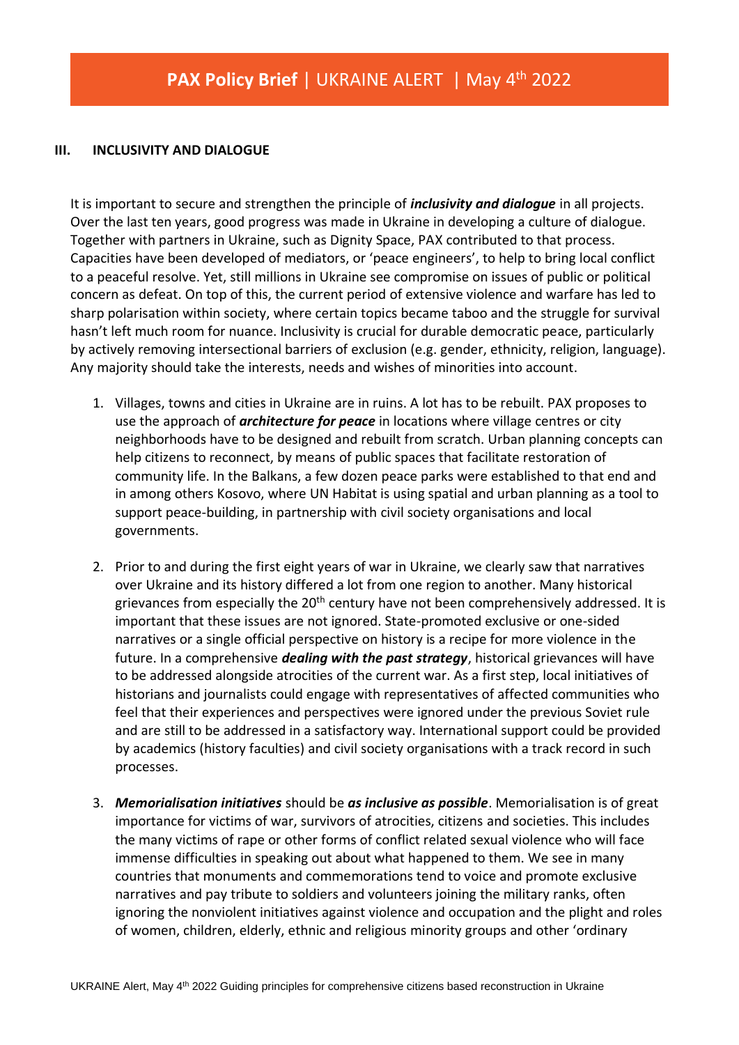## III. INCLUSIVITY AND DIALOGUE

It is important to secure and strengthen the principle of ***inclusivity and dialogue*** in all projects. Over the last ten years, good progress was made in Ukraine in developing a culture of dialogue. Together with partners in Ukraine, such as Dignity Space, PAX contributed to that process. Capacities have been developed of mediators, or 'peace engineers', to help to bring local conflict to a peaceful resolve. Yet, still millions in Ukraine see compromise on issues of public or political concern as defeat. On top of this, the current period of extensive violence and warfare has led to sharp polarisation within society, where certain topics became taboo and the struggle for survival hasn't left much room for nuance. Inclusivity is crucial for durable democratic peace, particularly by actively removing intersectional barriers of exclusion (e.g. gender, ethnicity, religion, language). Any majority should take the interests, needs and wishes of minorities into account.

1. Villages, towns and cities in Ukraine are in ruins. A lot has to be rebuilt. PAX proposes to use the approach of ***architecture for peace*** in locations where village centres or city neighborhoods have to be designed and rebuilt from scratch. Urban planning concepts can help citizens to reconnect, by means of public spaces that facilitate restoration of community life. In the Balkans, a few dozen peace parks were established to that end and in among others Kosovo, where UN Habitat is using spatial and urban planning as a tool to support peace-building, in partnership with civil society organisations and local governments.

2. Prior to and during the first eight years of war in Ukraine, we clearly saw that narratives over Ukraine and its history differed a lot from one region to another. Many historical grievances from especially the 20th century have not been comprehensively addressed. It is important that these issues are not ignored. State-promoted exclusive or one-sided narratives or a single official perspective on history is a recipe for more violence in the future. In a comprehensive ***dealing with the past strategy***, historical grievances will have to be addressed alongside atrocities of the current war. As a first step, local initiatives of historians and journalists could engage with representatives of affected communities who feel that their experiences and perspectives were ignored under the previous Soviet rule and are still to be addressed in a satisfactory way. International support could be provided by academics (history faculties) and civil society organisations with a track record in such processes.

3. ***Memorialisation initiatives*** should be ***as inclusive as possible***. Memorialisation is of great importance for victims of war, survivors of atrocities, citizens and societies. This includes the many victims of rape or other forms of conflict related sexual violence who will face immense difficulties in speaking out about what happened to them. We see in many countries that monuments and commemorations tend to voice and promote exclusive narratives and pay tribute to soldiers and volunteers joining the military ranks, often ignoring the nonviolent initiatives against violence and occupation and the plight and roles of women, children, elderly, ethnic and religious minority groups and other 'ordinary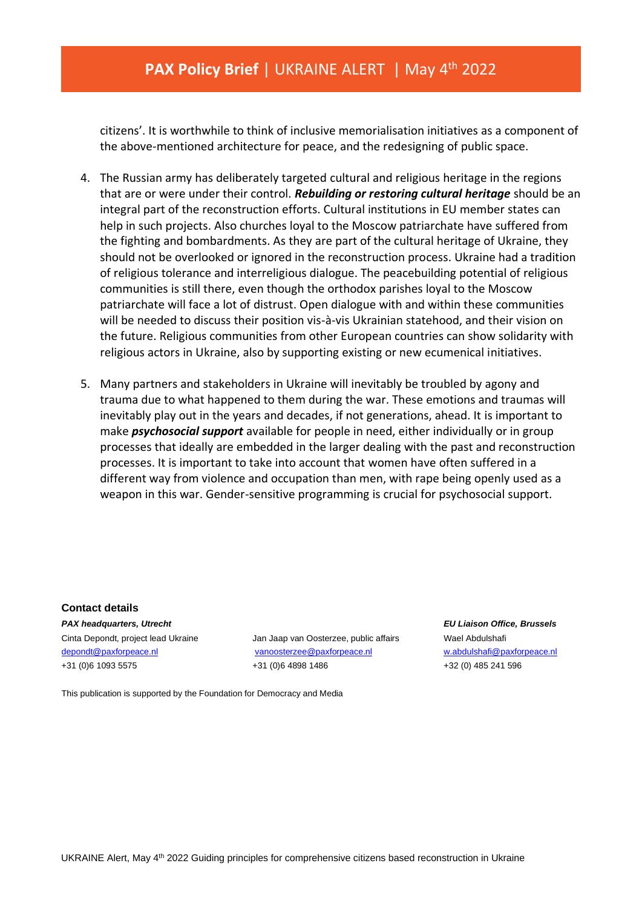citizens'. It is worthwhile to think of inclusive memorialisation initiatives as a component of the above-mentioned architecture for peace, and the redesigning of public space.

4. The Russian army has deliberately targeted cultural and religious heritage in the regions that are or were under their control. ***Rebuilding or restoring cultural heritage*** should be an integral part of the reconstruction efforts. Cultural institutions in EU member states can help in such projects. Also churches loyal to the Moscow patriarchate have suffered from the fighting and bombardments. As they are part of the cultural heritage of Ukraine, they should not be overlooked or ignored in the reconstruction process. Ukraine had a tradition of religious tolerance and interreligious dialogue. The peacebuilding potential of religious communities is still there, even though the orthodox parishes loyal to the Moscow patriarchate will face a lot of distrust. Open dialogue with and within these communities will be needed to discuss their position vis-à-vis Ukrainian statehood, and their vision on the future. Religious communities from other European countries can show solidarity with religious actors in Ukraine, also by supporting existing or new ecumenical initiatives.

5. Many partners and stakeholders in Ukraine will inevitably be troubled by agony and trauma due to what happened to them during the war. These emotions and traumas will inevitably play out in the years and decades, if not generations, ahead. It is important to make ***psychosocial support*** available for people in need, either individually or in group processes that ideally are embedded in the larger dealing with the past and reconstruction processes. It is important to take into account that women have often suffered in a different way from violence and occupation than men, with rape being openly used as a weapon in this war. Gender-sensitive programming is crucial for psychosocial support.

**Contact details**

***PAX headquarters, Utrecht***

Cinta Depondt, project lead Ukraine
depondt@paxforpeace.nl
+31 (0)6 1093 5575

Jan Jaap van Oosterzee, public affairs
vanoosterzee@paxforpeace.nl
+31 (0)6 4898 1486

***EU Liaison Office, Brussels***

Wael Abdulshafi
w.abdulshafi@paxforpeace.nl
+32 (0) 485 241 596

This publication is supported by the Foundation for Democracy and Media